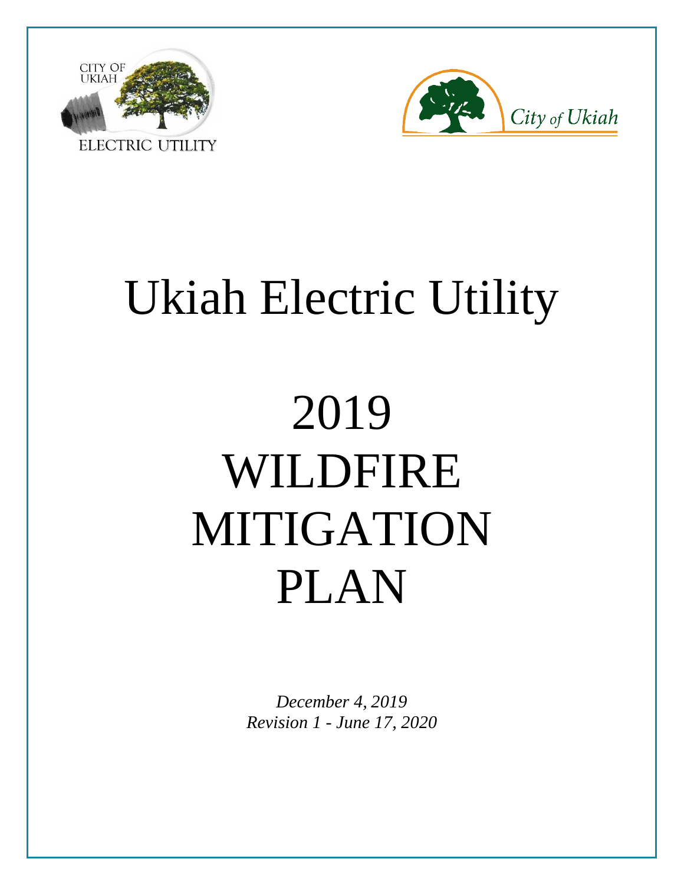# Ukiah Electric Utility

# 2019 WILDFIRE MITIGATION PLAN

*December 4, 2019*
*Revision 1 - June 17, 2020*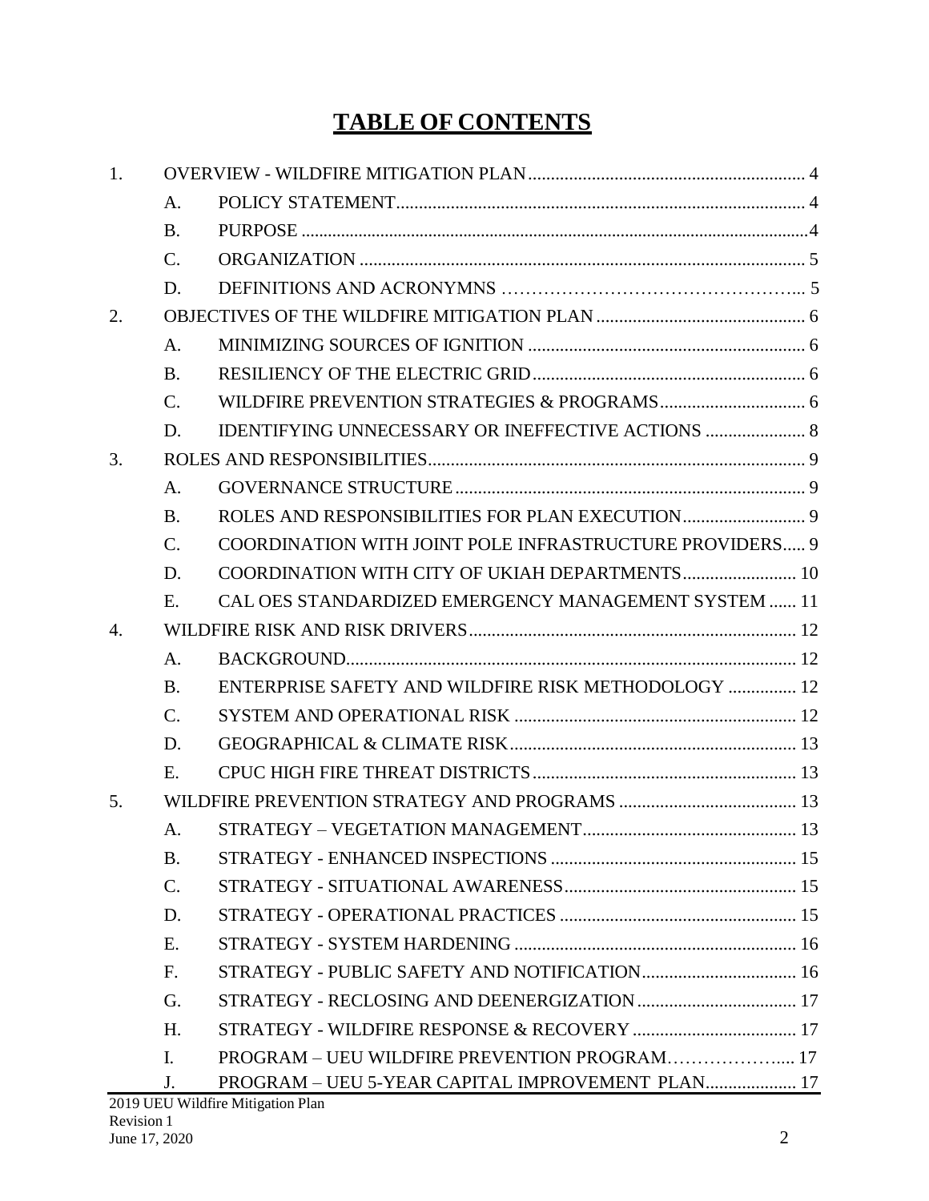# TABLE OF CONTENTS

1. OVERVIEW - WILDFIRE MITIGATION PLAN ........ 4
   - A. POLICY STATEMENT ........ 4
   - B. PURPOSE ........ 4
   - C. ORGANIZATION ........ 5
   - D. DEFINITIONS AND ACRONYMNS ........ 5
2. OBJECTIVES OF THE WILDFIRE MITIGATION PLAN ........ 6
   - A. MINIMIZING SOURCES OF IGNITION ........ 6
   - B. RESILIENCY OF THE ELECTRIC GRID ........ 6
   - C. WILDFIRE PREVENTION STRATEGIES & PROGRAMS ........ 6
   - D. IDENTIFYING UNNECESSARY OR INEFFECTIVE ACTIONS ........ 8
3. ROLES AND RESPONSIBILITIES ........ 9
   - A. GOVERNANCE STRUCTURE ........ 9
   - B. ROLES AND RESPONSIBILITIES FOR PLAN EXECUTION ........ 9
   - C. COORDINATION WITH JOINT POLE INFRASTRUCTURE PROVIDERS ........ 9
   - D. COORDINATION WITH CITY OF UKIAH DEPARTMENTS ........ 10
   - E. CAL OES STANDARDIZED EMERGENCY MANAGEMENT SYSTEM ........ 11
4. WILDFIRE RISK AND RISK DRIVERS ........ 12
   - A. BACKGROUND ........ 12
   - B. ENTERPRISE SAFETY AND WILDFIRE RISK METHODOLOGY ........ 12
   - C. SYSTEM AND OPERATIONAL RISK ........ 12
   - D. GEOGRAPHICAL & CLIMATE RISK ........ 13
   - E. CPUC HIGH FIRE THREAT DISTRICTS ........ 13
5. WILDFIRE PREVENTION STRATEGY AND PROGRAMS ........ 13
   - A. STRATEGY – VEGETATION MANAGEMENT ........ 13
   - B. STRATEGY - ENHANCED INSPECTIONS ........ 15
   - C. STRATEGY - SITUATIONAL AWARENESS ........ 15
   - D. STRATEGY - OPERATIONAL PRACTICES ........ 15
   - E. STRATEGY - SYSTEM HARDENING ........ 16
   - F. STRATEGY - PUBLIC SAFETY AND NOTIFICATION ........ 16
   - G. STRATEGY - RECLOSING AND DEENERGIZATION ........ 17
   - H. STRATEGY - WILDFIRE RESPONSE & RECOVERY ........ 17
   - I. PROGRAM – UEU WILDFIRE PREVENTION PROGRAM ........ 17
   - J. PROGRAM – UEU 5-YEAR CAPITAL IMPROVEMENT PLAN ........ 17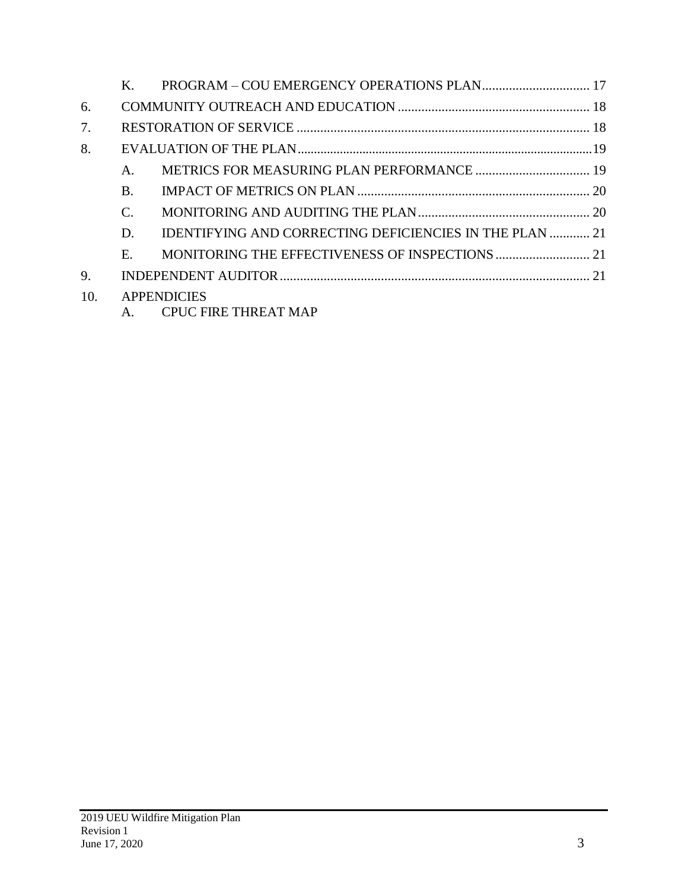K. PROGRAM – COU EMERGENCY OPERATIONS PLAN ................................ 17

6. COMMUNITY OUTREACH AND EDUCATION ......................................................... 18

7. RESTORATION OF SERVICE ....................................................................................... 18

8. EVALUATION OF THE PLAN.........................................................................................19

A. METRICS FOR MEASURING PLAN PERFORMANCE .................................. 19

B. IMPACT OF METRICS ON PLAN ...................................................................... 20

C. MONITORING AND AUDITING THE PLAN................................................... 20

D. IDENTIFYING AND CORRECTING DEFICIENCIES IN THE PLAN ............ 21

E. MONITORING THE EFFECTIVENESS OF INSPECTIONS ............................ 21

9. INDEPENDENT AUDITOR............................................................................................ 21

10. APPENDICIES

A. CPUC FIRE THREAT MAP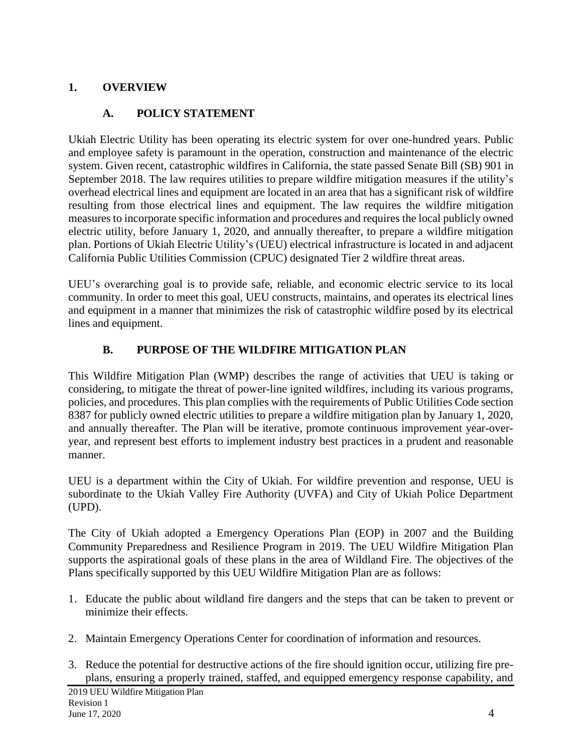# 1. OVERVIEW

## A. POLICY STATEMENT

Ukiah Electric Utility has been operating its electric system for over one-hundred years. Public and employee safety is paramount in the operation, construction and maintenance of the electric system. Given recent, catastrophic wildfires in California, the state passed Senate Bill (SB) 901 in September 2018. The law requires utilities to prepare wildfire mitigation measures if the utility's overhead electrical lines and equipment are located in an area that has a significant risk of wildfire resulting from those electrical lines and equipment. The law requires the wildfire mitigation measures to incorporate specific information and procedures and requires the local publicly owned electric utility, before January 1, 2020, and annually thereafter, to prepare a wildfire mitigation plan. Portions of Ukiah Electric Utility's (UEU) electrical infrastructure is located in and adjacent California Public Utilities Commission (CPUC) designated Tier 2 wildfire threat areas.

UEU's overarching goal is to provide safe, reliable, and economic electric service to its local community. In order to meet this goal, UEU constructs, maintains, and operates its electrical lines and equipment in a manner that minimizes the risk of catastrophic wildfire posed by its electrical lines and equipment.

## B. PURPOSE OF THE WILDFIRE MITIGATION PLAN

This Wildfire Mitigation Plan (WMP) describes the range of activities that UEU is taking or considering, to mitigate the threat of power-line ignited wildfires, including its various programs, policies, and procedures. This plan complies with the requirements of Public Utilities Code section 8387 for publicly owned electric utilities to prepare a wildfire mitigation plan by January 1, 2020, and annually thereafter. The Plan will be iterative, promote continuous improvement year-over-year, and represent best efforts to implement industry best practices in a prudent and reasonable manner.

UEU is a department within the City of Ukiah. For wildfire prevention and response, UEU is subordinate to the Ukiah Valley Fire Authority (UVFA) and City of Ukiah Police Department (UPD).

The City of Ukiah adopted a Emergency Operations Plan (EOP) in 2007 and the Building Community Preparedness and Resilience Program in 2019. The UEU Wildfire Mitigation Plan supports the aspirational goals of these plans in the area of Wildland Fire. The objectives of the Plans specifically supported by this UEU Wildfire Mitigation Plan are as follows:

1. Educate the public about wildland fire dangers and the steps that can be taken to prevent or minimize their effects.
2. Maintain Emergency Operations Center for coordination of information and resources.
3. Reduce the potential for destructive actions of the fire should ignition occur, utilizing fire pre-plans, ensuring a properly trained, staffed, and equipped emergency response capability, and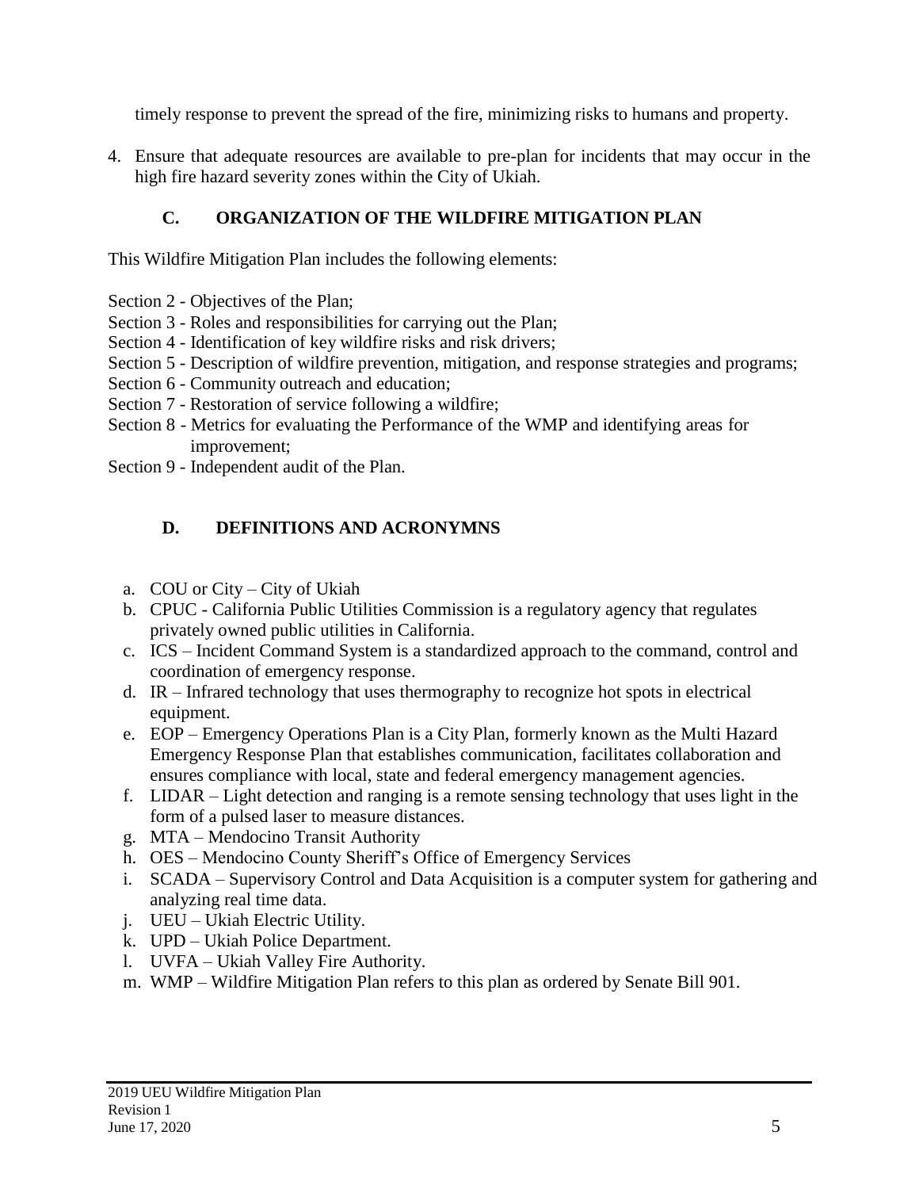timely response to prevent the spread of the fire, minimizing risks to humans and property.

4. Ensure that adequate resources are available to pre-plan for incidents that may occur in the high fire hazard severity zones within the City of Ukiah.

### C. ORGANIZATION OF THE WILDFIRE MITIGATION PLAN

This Wildfire Mitigation Plan includes the following elements:

Section 2 - Objectives of the Plan;
Section 3 - Roles and responsibilities for carrying out the Plan;
Section 4 - Identification of key wildfire risks and risk drivers;
Section 5 - Description of wildfire prevention, mitigation, and response strategies and programs;
Section 6 - Community outreach and education;
Section 7 - Restoration of service following a wildfire;
Section 8 - Metrics for evaluating the Performance of the WMP and identifying areas for improvement;
Section 9 - Independent audit of the Plan.

### D. DEFINITIONS AND ACRONYMNS

a. COU or City – City of Ukiah
b. CPUC - California Public Utilities Commission is a regulatory agency that regulates privately owned public utilities in California.
c. ICS – Incident Command System is a standardized approach to the command, control and coordination of emergency response.
d. IR – Infrared technology that uses thermography to recognize hot spots in electrical equipment.
e. EOP – Emergency Operations Plan is a City Plan, formerly known as the Multi Hazard Emergency Response Plan that establishes communication, facilitates collaboration and ensures compliance with local, state and federal emergency management agencies.
f. LIDAR – Light detection and ranging is a remote sensing technology that uses light in the form of a pulsed laser to measure distances.
g. MTA – Mendocino Transit Authority
h. OES – Mendocino County Sheriff's Office of Emergency Services
i. SCADA – Supervisory Control and Data Acquisition is a computer system for gathering and analyzing real time data.
j. UEU – Ukiah Electric Utility.
k. UPD – Ukiah Police Department.
l. UVFA – Ukiah Valley Fire Authority.
m. WMP – Wildfire Mitigation Plan refers to this plan as ordered by Senate Bill 901.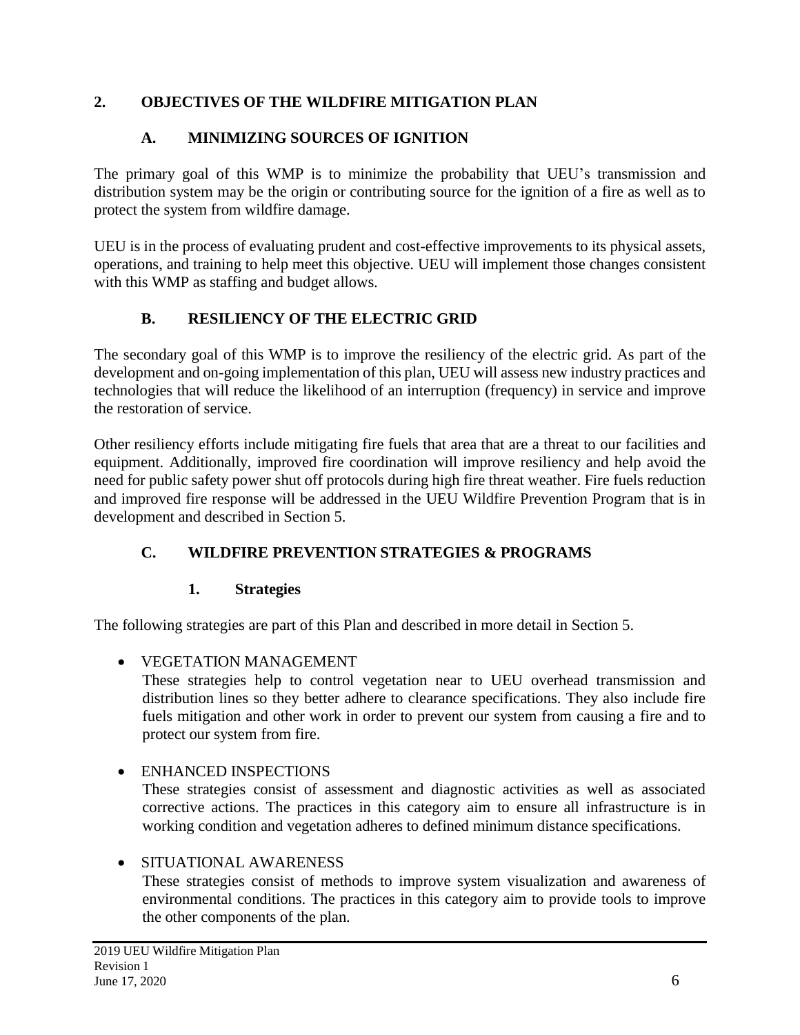## 2. OBJECTIVES OF THE WILDFIRE MITIGATION PLAN

### A. MINIMIZING SOURCES OF IGNITION

The primary goal of this WMP is to minimize the probability that UEU's transmission and distribution system may be the origin or contributing source for the ignition of a fire as well as to protect the system from wildfire damage.

UEU is in the process of evaluating prudent and cost-effective improvements to its physical assets, operations, and training to help meet this objective. UEU will implement those changes consistent with this WMP as staffing and budget allows.

### B. RESILIENCY OF THE ELECTRIC GRID

The secondary goal of this WMP is to improve the resiliency of the electric grid. As part of the development and on-going implementation of this plan, UEU will assess new industry practices and technologies that will reduce the likelihood of an interruption (frequency) in service and improve the restoration of service.

Other resiliency efforts include mitigating fire fuels that area that are a threat to our facilities and equipment. Additionally, improved fire coordination will improve resiliency and help avoid the need for public safety power shut off protocols during high fire threat weather. Fire fuels reduction and improved fire response will be addressed in the UEU Wildfire Prevention Program that is in development and described in Section 5.

### C. WILDFIRE PREVENTION STRATEGIES & PROGRAMS

#### 1. Strategies

The following strategies are part of this Plan and described in more detail in Section 5.

- VEGETATION MANAGEMENT
  These strategies help to control vegetation near to UEU overhead transmission and distribution lines so they better adhere to clearance specifications. They also include fire fuels mitigation and other work in order to prevent our system from causing a fire and to protect our system from fire.

- ENHANCED INSPECTIONS
  These strategies consist of assessment and diagnostic activities as well as associated corrective actions. The practices in this category aim to ensure all infrastructure is in working condition and vegetation adheres to defined minimum distance specifications.

- SITUATIONAL AWARENESS
  These strategies consist of methods to improve system visualization and awareness of environmental conditions. The practices in this category aim to provide tools to improve the other components of the plan.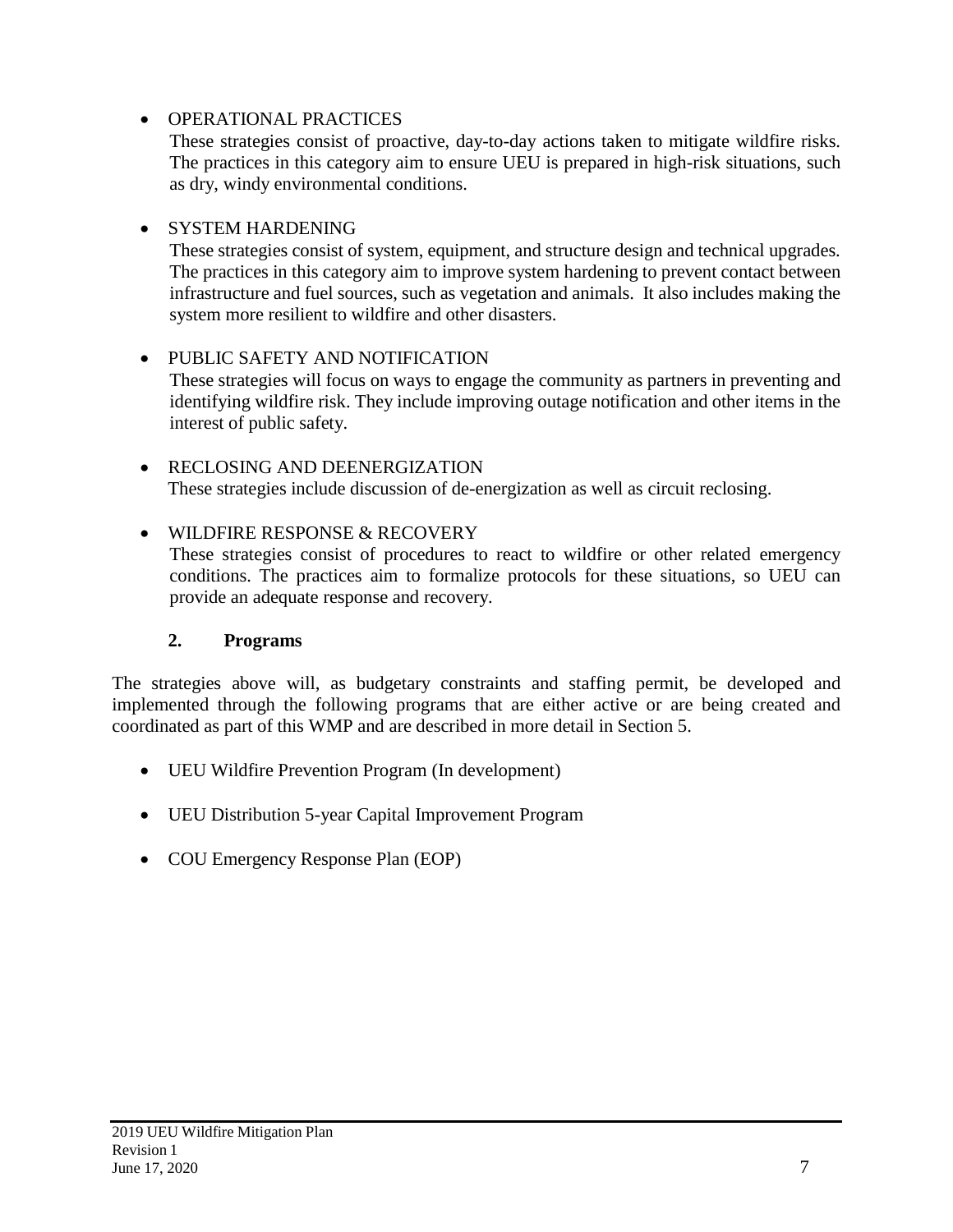- OPERATIONAL PRACTICES

  These strategies consist of proactive, day-to-day actions taken to mitigate wildfire risks. The practices in this category aim to ensure UEU is prepared in high-risk situations, such as dry, windy environmental conditions.

- SYSTEM HARDENING

  These strategies consist of system, equipment, and structure design and technical upgrades. The practices in this category aim to improve system hardening to prevent contact between infrastructure and fuel sources, such as vegetation and animals. It also includes making the system more resilient to wildfire and other disasters.

- PUBLIC SAFETY AND NOTIFICATION

  These strategies will focus on ways to engage the community as partners in preventing and identifying wildfire risk. They include improving outage notification and other items in the interest of public safety.

- RECLOSING AND DEENERGIZATION

  These strategies include discussion of de-energization as well as circuit reclosing.

- WILDFIRE RESPONSE & RECOVERY

  These strategies consist of procedures to react to wildfire or other related emergency conditions. The practices aim to formalize protocols for these situations, so UEU can provide an adequate response and recovery.

### 2. Programs

The strategies above will, as budgetary constraints and staffing permit, be developed and implemented through the following programs that are either active or are being created and coordinated as part of this WMP and are described in more detail in Section 5.

- UEU Wildfire Prevention Program (In development)
- UEU Distribution 5-year Capital Improvement Program
- COU Emergency Response Plan (EOP)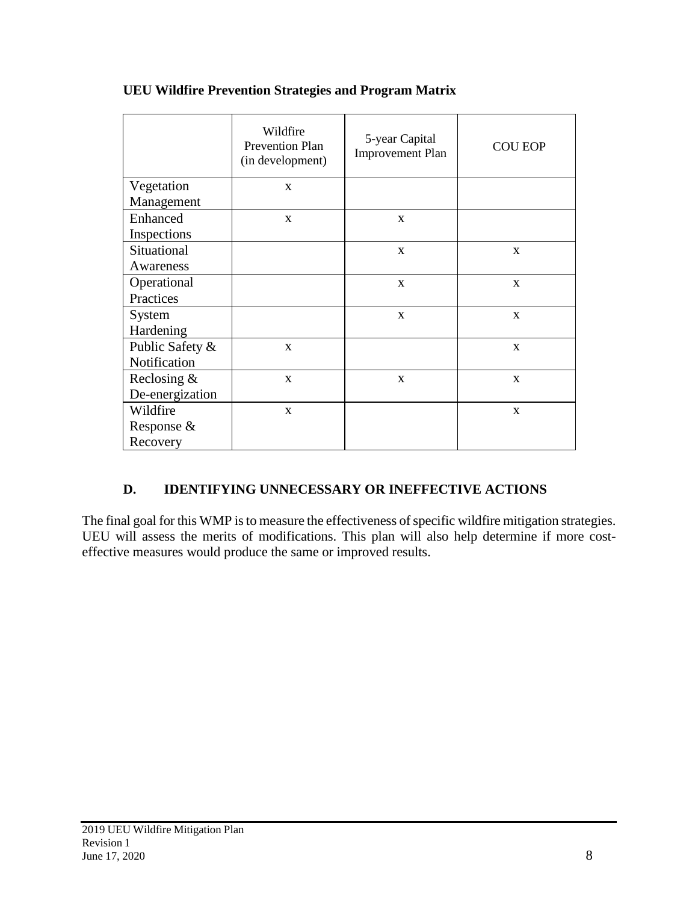**UEU Wildfire Prevention Strategies and Program Matrix**

| | Wildfire Prevention Plan (in development) | 5-year Capital Improvement Plan | COU EOP |
|---|---|---|---|
| Vegetation Management | x | | |
| Enhanced Inspections | x | x | |
| Situational Awareness | | x | x |
| Operational Practices | | x | x |
| System Hardening | | x | x |
| Public Safety & Notification | x | | x |
| Reclosing & De-energization | x | x | x |
| Wildfire Response & Recovery | x | | x |

### D. IDENTIFYING UNNECESSARY OR INEFFECTIVE ACTIONS

The final goal for this WMP is to measure the effectiveness of specific wildfire mitigation strategies. UEU will assess the merits of modifications. This plan will also help determine if more cost-effective measures would produce the same or improved results.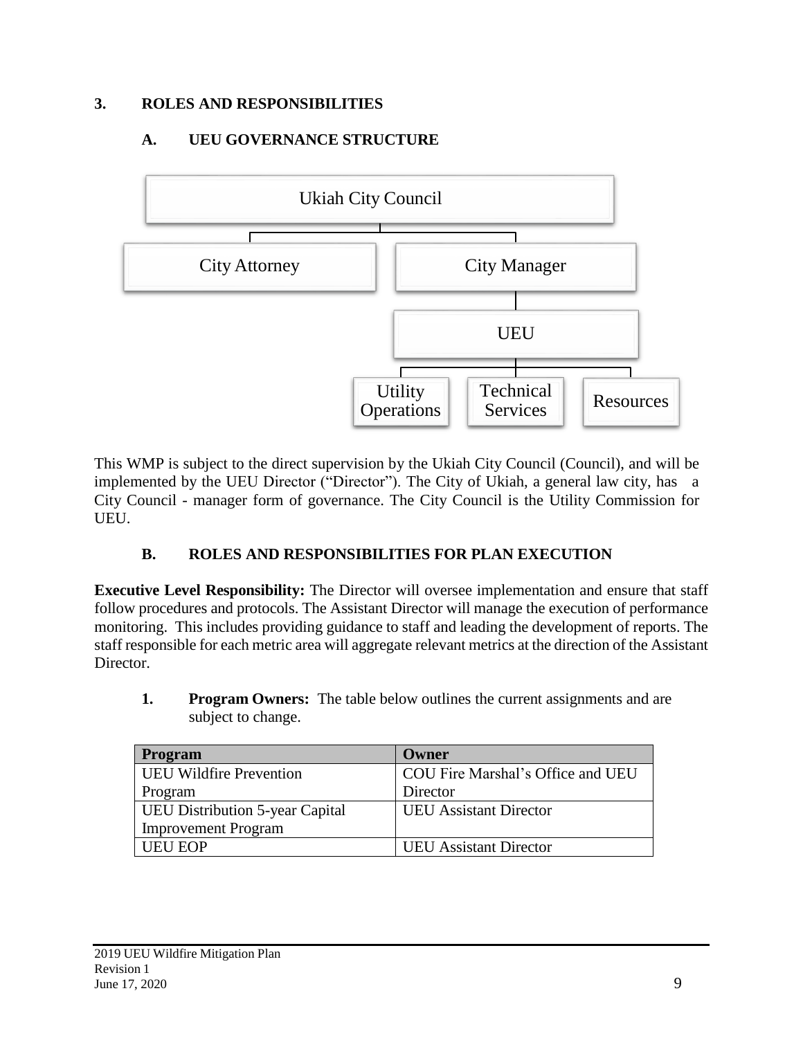## 3. ROLES AND RESPONSIBILITIES

### A. UEU GOVERNANCE STRUCTURE

Ukiah City Council

City Attorney

City Manager

UEU

Utility Operations

Technical Services

Resources

This WMP is subject to the direct supervision by the Ukiah City Council (Council), and will be implemented by the UEU Director ("Director"). The City of Ukiah, a general law city, has a City Council - manager form of governance. The City Council is the Utility Commission for UEU.

### B. ROLES AND RESPONSIBILITIES FOR PLAN EXECUTION

**Executive Level Responsibility:** The Director will oversee implementation and ensure that staff follow procedures and protocols. The Assistant Director will manage the execution of performance monitoring. This includes providing guidance to staff and leading the development of reports. The staff responsible for each metric area will aggregate relevant metrics at the direction of the Assistant Director.

1. **Program Owners:** The table below outlines the current assignments and are subject to change.

| Program | Owner |
|---|---|
| UEU Wildfire Prevention Program | COU Fire Marshal's Office and UEU Director |
| UEU Distribution 5-year Capital Improvement Program | UEU Assistant Director |
| UEU EOP | UEU Assistant Director |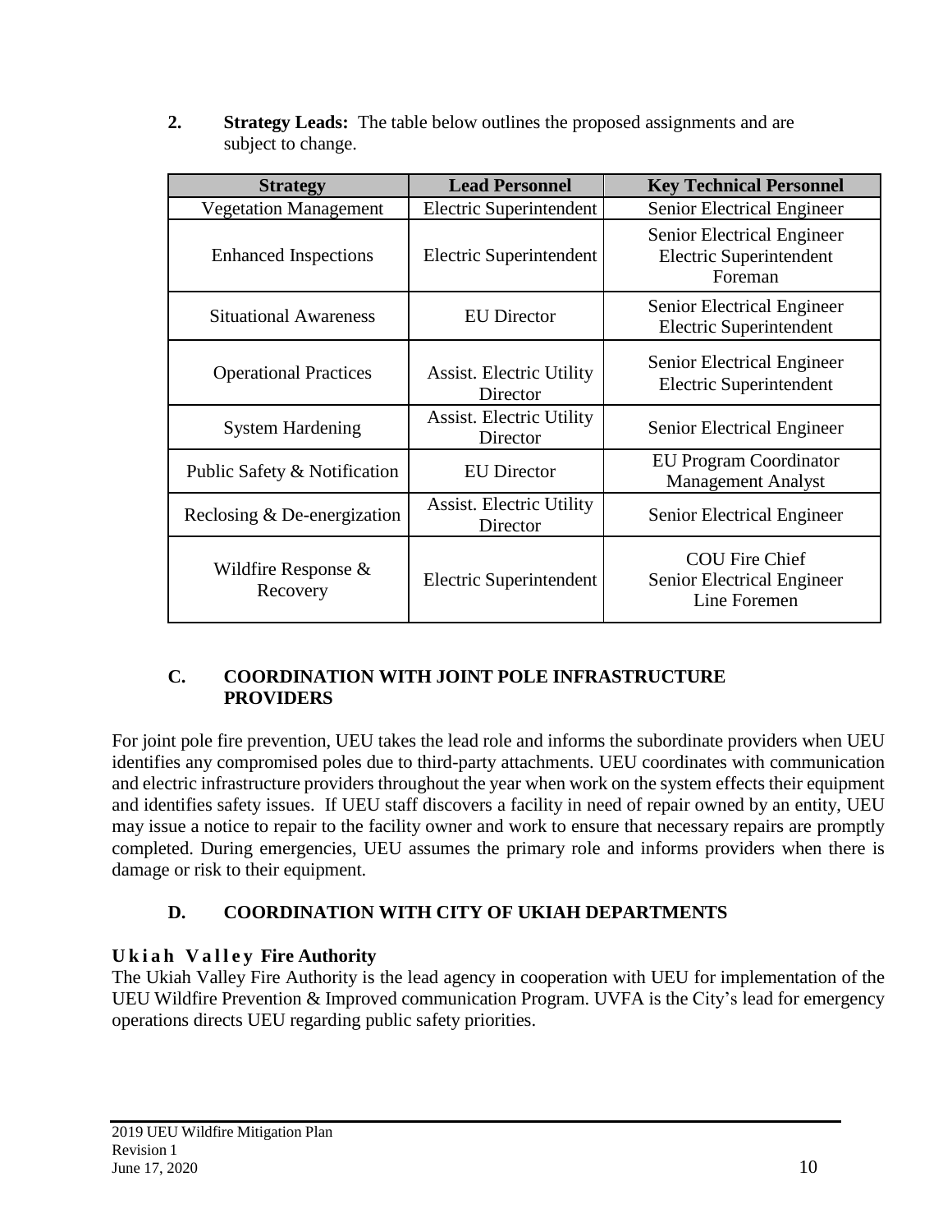**2. Strategy Leads:** The table below outlines the proposed assignments and are subject to change.

| Strategy | Lead Personnel | Key Technical Personnel |
|---|---|---|
| Vegetation Management | Electric Superintendent | Senior Electrical Engineer |
| Enhanced Inspections | Electric Superintendent | Senior Electrical Engineer<br>Electric Superintendent<br>Foreman |
| Situational Awareness | EU Director | Senior Electrical Engineer<br>Electric Superintendent |
| Operational Practices | Assist. Electric Utility Director | Senior Electrical Engineer<br>Electric Superintendent |
| System Hardening | Assist. Electric Utility Director | Senior Electrical Engineer |
| Public Safety & Notification | EU Director | EU Program Coordinator<br>Management Analyst |
| Reclosing & De-energization | Assist. Electric Utility Director | Senior Electrical Engineer |
| Wildfire Response & Recovery | Electric Superintendent | COU Fire Chief<br>Senior Electrical Engineer<br>Line Foremen |

## C. COORDINATION WITH JOINT POLE INFRASTRUCTURE PROVIDERS

For joint pole fire prevention, UEU takes the lead role and informs the subordinate providers when UEU identifies any compromised poles due to third-party attachments. UEU coordinates with communication and electric infrastructure providers throughout the year when work on the system effects their equipment and identifies safety issues. If UEU staff discovers a facility in need of repair owned by an entity, UEU may issue a notice to repair to the facility owner and work to ensure that necessary repairs are promptly completed. During emergencies, UEU assumes the primary role and informs providers when there is damage or risk to their equipment.

## D. COORDINATION WITH CITY OF UKIAH DEPARTMENTS

**Ukiah Valley Fire Authority**

The Ukiah Valley Fire Authority is the lead agency in cooperation with UEU for implementation of the UEU Wildfire Prevention & Improved communication Program. UVFA is the City's lead for emergency operations directs UEU regarding public safety priorities.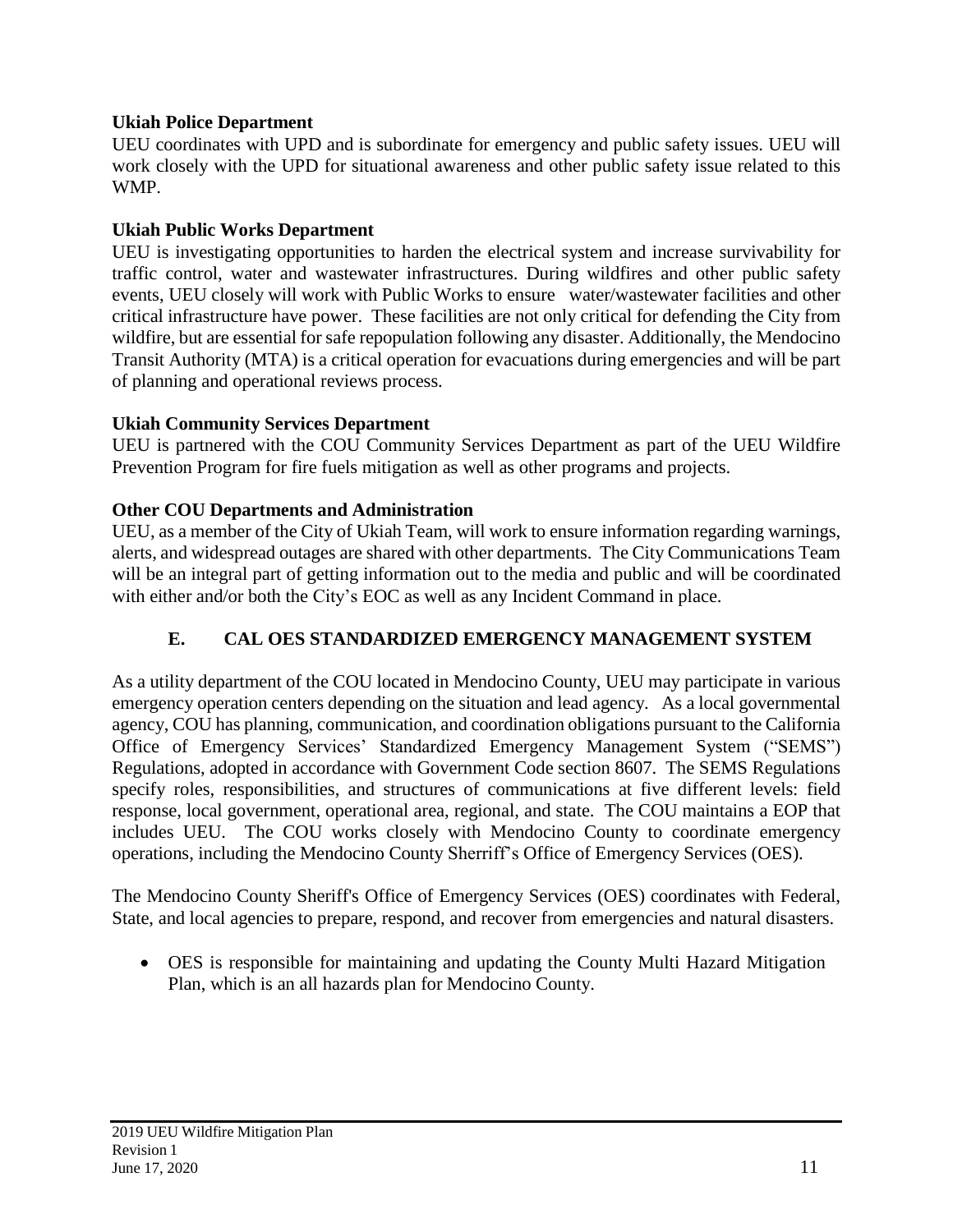**Ukiah Police Department**

UEU coordinates with UPD and is subordinate for emergency and public safety issues. UEU will work closely with the UPD for situational awareness and other public safety issue related to this WMP.

**Ukiah Public Works Department**

UEU is investigating opportunities to harden the electrical system and increase survivability for traffic control, water and wastewater infrastructures. During wildfires and other public safety events, UEU closely will work with Public Works to ensure water/wastewater facilities and other critical infrastructure have power. These facilities are not only critical for defending the City from wildfire, but are essential for safe repopulation following any disaster. Additionally, the Mendocino Transit Authority (MTA) is a critical operation for evacuations during emergencies and will be part of planning and operational reviews process.

**Ukiah Community Services Department**

UEU is partnered with the COU Community Services Department as part of the UEU Wildfire Prevention Program for fire fuels mitigation as well as other programs and projects.

**Other COU Departments and Administration**

UEU, as a member of the City of Ukiah Team, will work to ensure information regarding warnings, alerts, and widespread outages are shared with other departments. The City Communications Team will be an integral part of getting information out to the media and public and will be coordinated with either and/or both the City's EOC as well as any Incident Command in place.

## E. CAL OES STANDARDIZED EMERGENCY MANAGEMENT SYSTEM

As a utility department of the COU located in Mendocino County, UEU may participate in various emergency operation centers depending on the situation and lead agency. As a local governmental agency, COU has planning, communication, and coordination obligations pursuant to the California Office of Emergency Services' Standardized Emergency Management System ("SEMS") Regulations, adopted in accordance with Government Code section 8607. The SEMS Regulations specify roles, responsibilities, and structures of communications at five different levels: field response, local government, operational area, regional, and state. The COU maintains a EOP that includes UEU. The COU works closely with Mendocino County to coordinate emergency operations, including the Mendocino County Sherriff's Office of Emergency Services (OES).

The Mendocino County Sheriff's Office of Emergency Services (OES) coordinates with Federal, State, and local agencies to prepare, respond, and recover from emergencies and natural disasters.

- OES is responsible for maintaining and updating the County Multi Hazard Mitigation Plan, which is an all hazards plan for Mendocino County.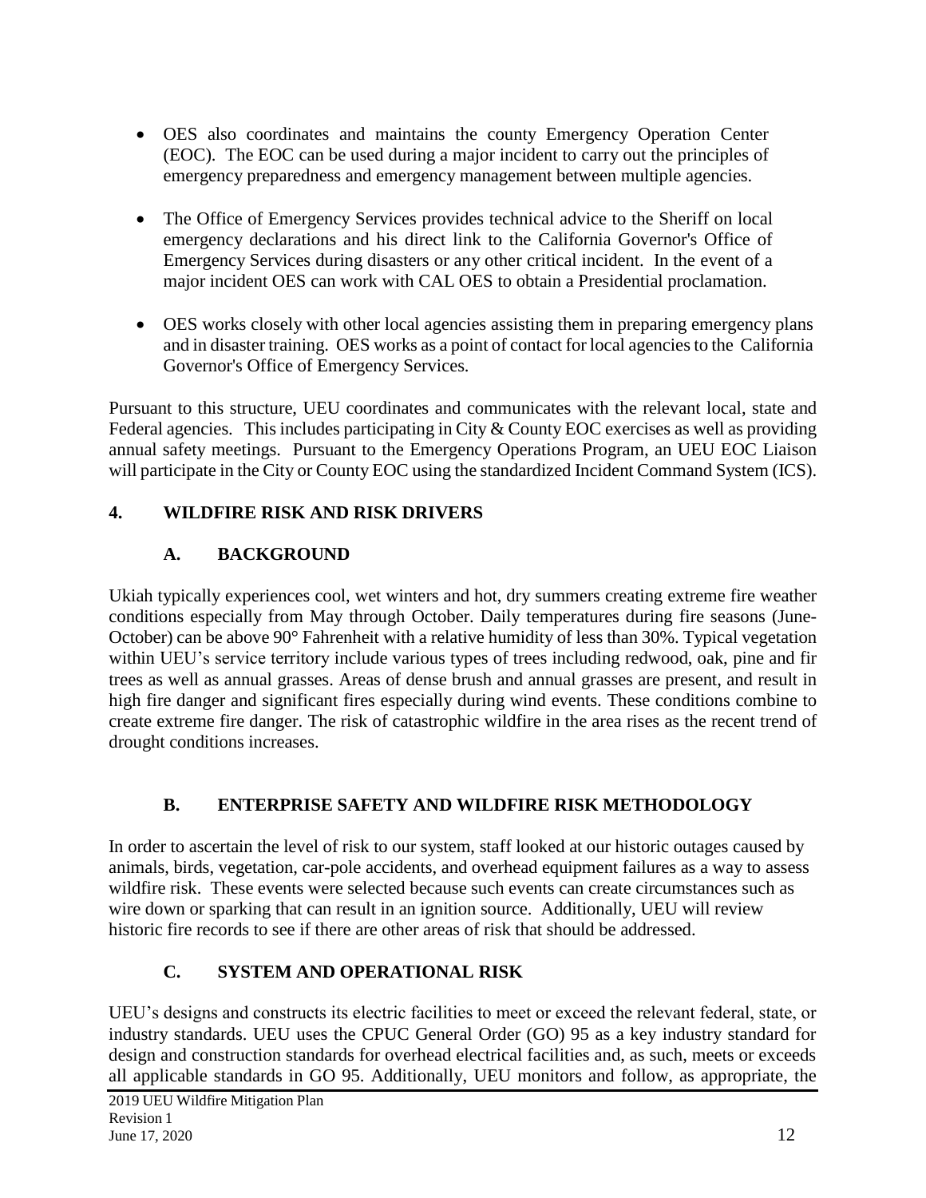- OES also coordinates and maintains the county Emergency Operation Center (EOC). The EOC can be used during a major incident to carry out the principles of emergency preparedness and emergency management between multiple agencies.

- The Office of Emergency Services provides technical advice to the Sheriff on local emergency declarations and his direct link to the California Governor's Office of Emergency Services during disasters or any other critical incident. In the event of a major incident OES can work with CAL OES to obtain a Presidential proclamation.

- OES works closely with other local agencies assisting them in preparing emergency plans and in disaster training. OES works as a point of contact for local agencies to the California Governor's Office of Emergency Services.

Pursuant to this structure, UEU coordinates and communicates with the relevant local, state and Federal agencies. This includes participating in City & County EOC exercises as well as providing annual safety meetings. Pursuant to the Emergency Operations Program, an UEU EOC Liaison will participate in the City or County EOC using the standardized Incident Command System (ICS).

## 4. WILDFIRE RISK AND RISK DRIVERS

### A. BACKGROUND

Ukiah typically experiences cool, wet winters and hot, dry summers creating extreme fire weather conditions especially from May through October. Daily temperatures during fire seasons (June-October) can be above 90° Fahrenheit with a relative humidity of less than 30%. Typical vegetation within UEU's service territory include various types of trees including redwood, oak, pine and fir trees as well as annual grasses. Areas of dense brush and annual grasses are present, and result in high fire danger and significant fires especially during wind events. These conditions combine to create extreme fire danger. The risk of catastrophic wildfire in the area rises as the recent trend of drought conditions increases.

### B. ENTERPRISE SAFETY AND WILDFIRE RISK METHODOLOGY

In order to ascertain the level of risk to our system, staff looked at our historic outages caused by animals, birds, vegetation, car-pole accidents, and overhead equipment failures as a way to assess wildfire risk. These events were selected because such events can create circumstances such as wire down or sparking that can result in an ignition source. Additionally, UEU will review historic fire records to see if there are other areas of risk that should be addressed.

### C. SYSTEM AND OPERATIONAL RISK

UEU's designs and constructs its electric facilities to meet or exceed the relevant federal, state, or industry standards. UEU uses the CPUC General Order (GO) 95 as a key industry standard for design and construction standards for overhead electrical facilities and, as such, meets or exceeds all applicable standards in GO 95. Additionally, UEU monitors and follow, as appropriate, the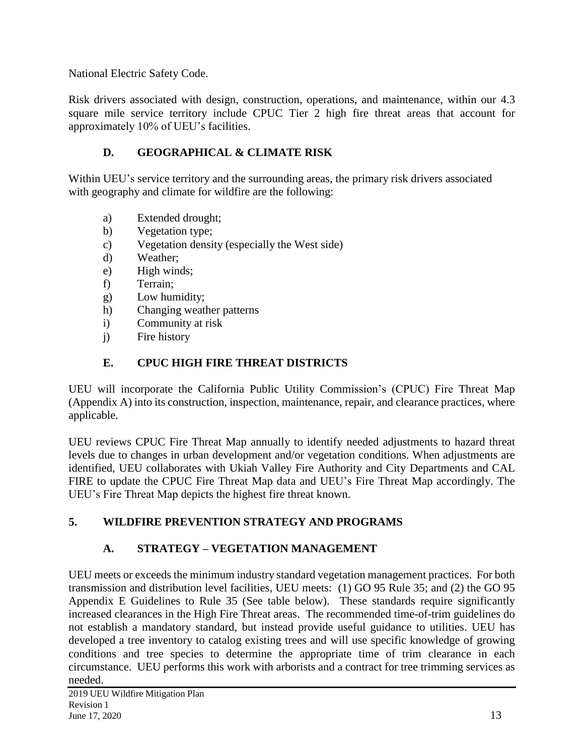National Electric Safety Code.

Risk drivers associated with design, construction, operations, and maintenance, within our 4.3 square mile service territory include CPUC Tier 2 high fire threat areas that account for approximately 10% of UEU's facilities.

### D. GEOGRAPHICAL & CLIMATE RISK

Within UEU's service territory and the surrounding areas, the primary risk drivers associated with geography and climate for wildfire are the following:

a) Extended drought;
b) Vegetation type;
c) Vegetation density (especially the West side)
d) Weather;
e) High winds;
f) Terrain;
g) Low humidity;
h) Changing weather patterns
i) Community at risk
j) Fire history

### E. CPUC HIGH FIRE THREAT DISTRICTS

UEU will incorporate the California Public Utility Commission's (CPUC) Fire Threat Map (Appendix A) into its construction, inspection, maintenance, repair, and clearance practices, where applicable.

UEU reviews CPUC Fire Threat Map annually to identify needed adjustments to hazard threat levels due to changes in urban development and/or vegetation conditions. When adjustments are identified, UEU collaborates with Ukiah Valley Fire Authority and City Departments and CAL FIRE to update the CPUC Fire Threat Map data and UEU's Fire Threat Map accordingly. The UEU's Fire Threat Map depicts the highest fire threat known.

## 5. WILDFIRE PREVENTION STRATEGY AND PROGRAMS

### A. STRATEGY – VEGETATION MANAGEMENT

UEU meets or exceeds the minimum industry standard vegetation management practices. For both transmission and distribution level facilities, UEU meets: (1) GO 95 Rule 35; and (2) the GO 95 Appendix E Guidelines to Rule 35 (See table below). These standards require significantly increased clearances in the High Fire Threat areas. The recommended time-of-trim guidelines do not establish a mandatory standard, but instead provide useful guidance to utilities. UEU has developed a tree inventory to catalog existing trees and will use specific knowledge of growing conditions and tree species to determine the appropriate time of trim clearance in each circumstance. UEU performs this work with arborists and a contract for tree trimming services as needed.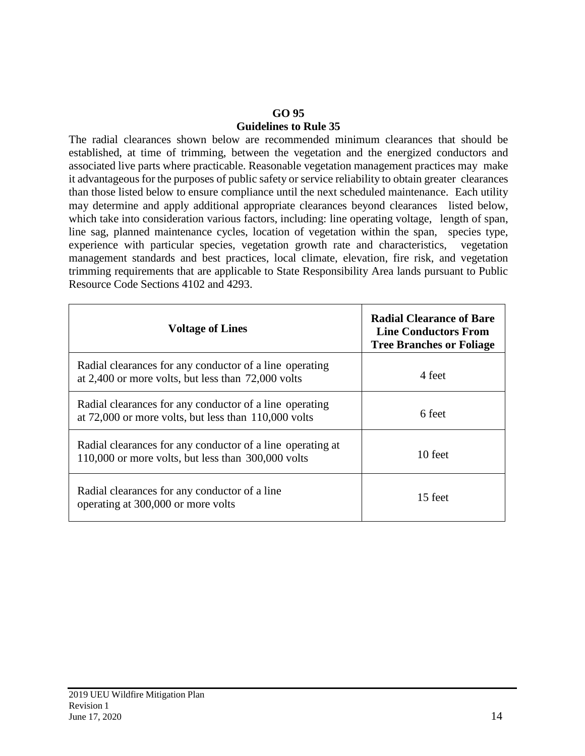**GO 95**

**Guidelines to Rule 35**

The radial clearances shown below are recommended minimum clearances that should be established, at time of trimming, between the vegetation and the energized conductors and associated live parts where practicable. Reasonable vegetation management practices may make it advantageous for the purposes of public safety or service reliability to obtain greater clearances than those listed below to ensure compliance until the next scheduled maintenance. Each utility may determine and apply additional appropriate clearances beyond clearances listed below, which take into consideration various factors, including: line operating voltage, length of span, line sag, planned maintenance cycles, location of vegetation within the span, species type, experience with particular species, vegetation growth rate and characteristics, vegetation management standards and best practices, local climate, elevation, fire risk, and vegetation trimming requirements that are applicable to State Responsibility Area lands pursuant to Public Resource Code Sections 4102 and 4293.

| Voltage of Lines | Radial Clearance of Bare Line Conductors From Tree Branches or Foliage |
|---|---|
| Radial clearances for any conductor of a line operating at 2,400 or more volts, but less than 72,000 volts | 4 feet |
| Radial clearances for any conductor of a line operating at 72,000 or more volts, but less than 110,000 volts | 6 feet |
| Radial clearances for any conductor of a line operating at 110,000 or more volts, but less than 300,000 volts | 10 feet |
| Radial clearances for any conductor of a line operating at 300,000 or more volts | 15 feet |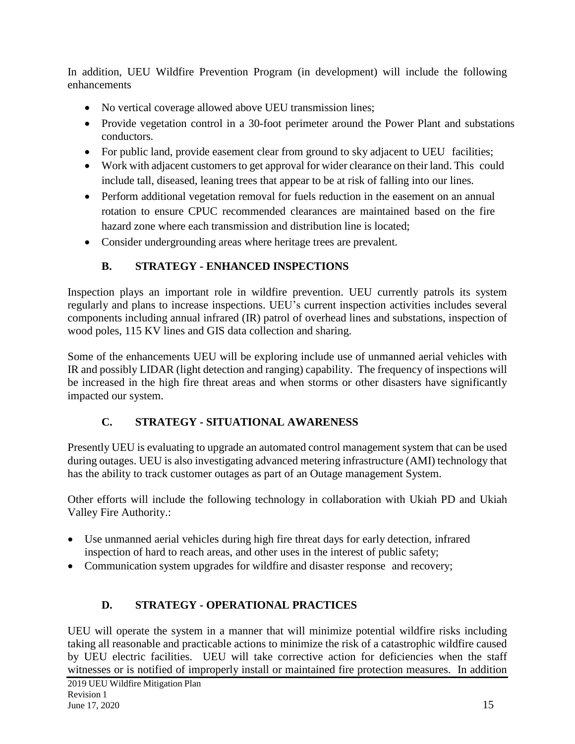In addition, UEU Wildfire Prevention Program (in development) will include the following enhancements

- No vertical coverage allowed above UEU transmission lines;
- Provide vegetation control in a 30-foot perimeter around the Power Plant and substations conductors.
- For public land, provide easement clear from ground to sky adjacent to UEU facilities;
- Work with adjacent customers to get approval for wider clearance on their land. This could include tall, diseased, leaning trees that appear to be at risk of falling into our lines.
- Perform additional vegetation removal for fuels reduction in the easement on an annual rotation to ensure CPUC recommended clearances are maintained based on the fire hazard zone where each transmission and distribution line is located;
- Consider undergrounding areas where heritage trees are prevalent.

### B. STRATEGY - ENHANCED INSPECTIONS

Inspection plays an important role in wildfire prevention. UEU currently patrols its system regularly and plans to increase inspections. UEU's current inspection activities includes several components including annual infrared (IR) patrol of overhead lines and substations, inspection of wood poles, 115 KV lines and GIS data collection and sharing.

Some of the enhancements UEU will be exploring include use of unmanned aerial vehicles with IR and possibly LIDAR (light detection and ranging) capability. The frequency of inspections will be increased in the high fire threat areas and when storms or other disasters have significantly impacted our system.

### C. STRATEGY - SITUATIONAL AWARENESS

Presently UEU is evaluating to upgrade an automated control management system that can be used during outages. UEU is also investigating advanced metering infrastructure (AMI) technology that has the ability to track customer outages as part of an Outage management System.

Other efforts will include the following technology in collaboration with Ukiah PD and Ukiah Valley Fire Authority.:

- Use unmanned aerial vehicles during high fire threat days for early detection, infrared inspection of hard to reach areas, and other uses in the interest of public safety;
- Communication system upgrades for wildfire and disaster response and recovery;

### D. STRATEGY - OPERATIONAL PRACTICES

UEU will operate the system in a manner that will minimize potential wildfire risks including taking all reasonable and practicable actions to minimize the risk of a catastrophic wildfire caused by UEU electric facilities. UEU will take corrective action for deficiencies when the staff witnesses or is notified of improperly install or maintained fire protection measures. In addition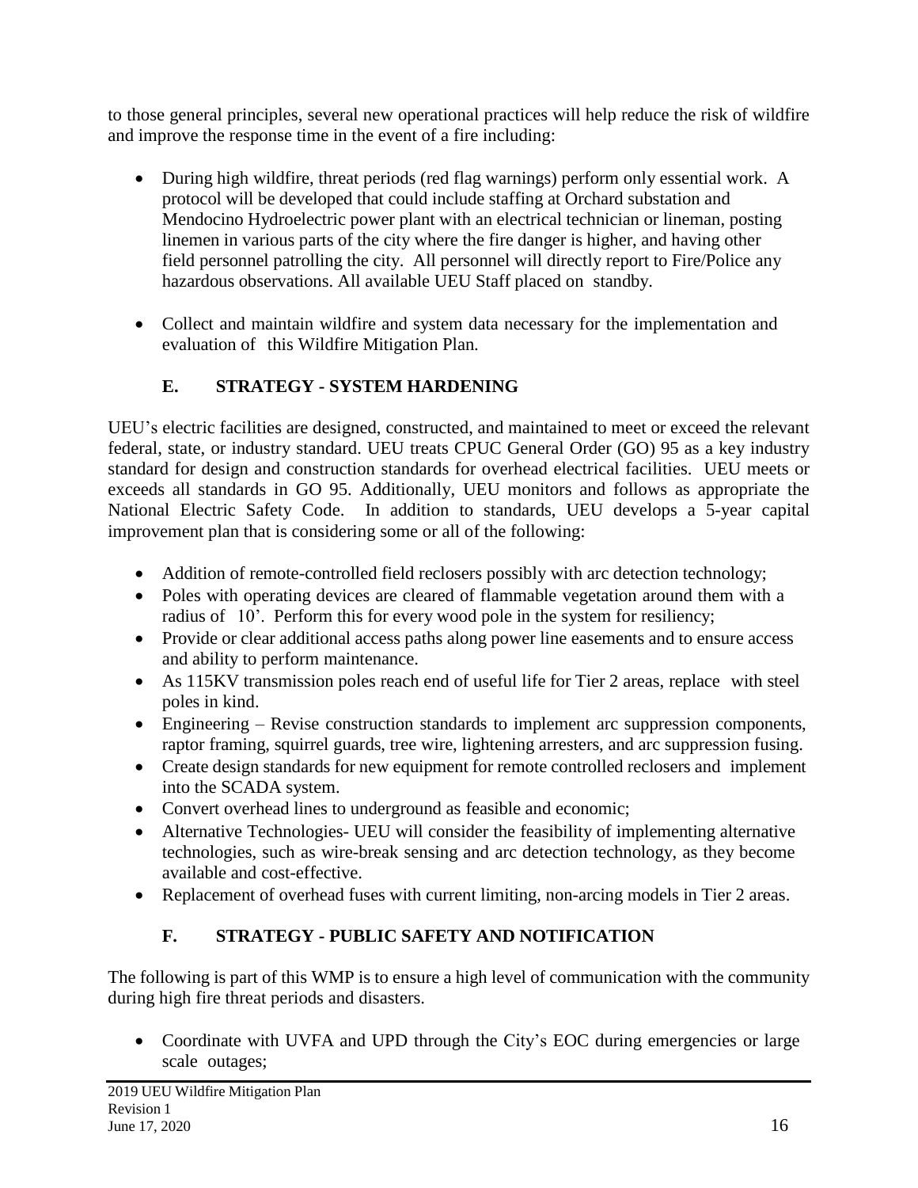to those general principles, several new operational practices will help reduce the risk of wildfire and improve the response time in the event of a fire including:

- During high wildfire, threat periods (red flag warnings) perform only essential work. A protocol will be developed that could include staffing at Orchard substation and Mendocino Hydroelectric power plant with an electrical technician or lineman, posting linemen in various parts of the city where the fire danger is higher, and having other field personnel patrolling the city. All personnel will directly report to Fire/Police any hazardous observations. All available UEU Staff placed on standby.

- Collect and maintain wildfire and system data necessary for the implementation and evaluation of this Wildfire Mitigation Plan.

## E. STRATEGY - SYSTEM HARDENING

UEU's electric facilities are designed, constructed, and maintained to meet or exceed the relevant federal, state, or industry standard. UEU treats CPUC General Order (GO) 95 as a key industry standard for design and construction standards for overhead electrical facilities. UEU meets or exceeds all standards in GO 95. Additionally, UEU monitors and follows as appropriate the National Electric Safety Code. In addition to standards, UEU develops a 5-year capital improvement plan that is considering some or all of the following:

- Addition of remote-controlled field reclosers possibly with arc detection technology;
- Poles with operating devices are cleared of flammable vegetation around them with a radius of 10'. Perform this for every wood pole in the system for resiliency;
- Provide or clear additional access paths along power line easements and to ensure access and ability to perform maintenance.
- As 115KV transmission poles reach end of useful life for Tier 2 areas, replace with steel poles in kind.
- Engineering – Revise construction standards to implement arc suppression components, raptor framing, squirrel guards, tree wire, lightening arresters, and arc suppression fusing.
- Create design standards for new equipment for remote controlled reclosers and implement into the SCADA system.
- Convert overhead lines to underground as feasible and economic;
- Alternative Technologies- UEU will consider the feasibility of implementing alternative technologies, such as wire-break sensing and arc detection technology, as they become available and cost-effective.
- Replacement of overhead fuses with current limiting, non-arcing models in Tier 2 areas.

## F. STRATEGY - PUBLIC SAFETY AND NOTIFICATION

The following is part of this WMP is to ensure a high level of communication with the community during high fire threat periods and disasters.

- Coordinate with UVFA and UPD through the City's EOC during emergencies or large scale outages;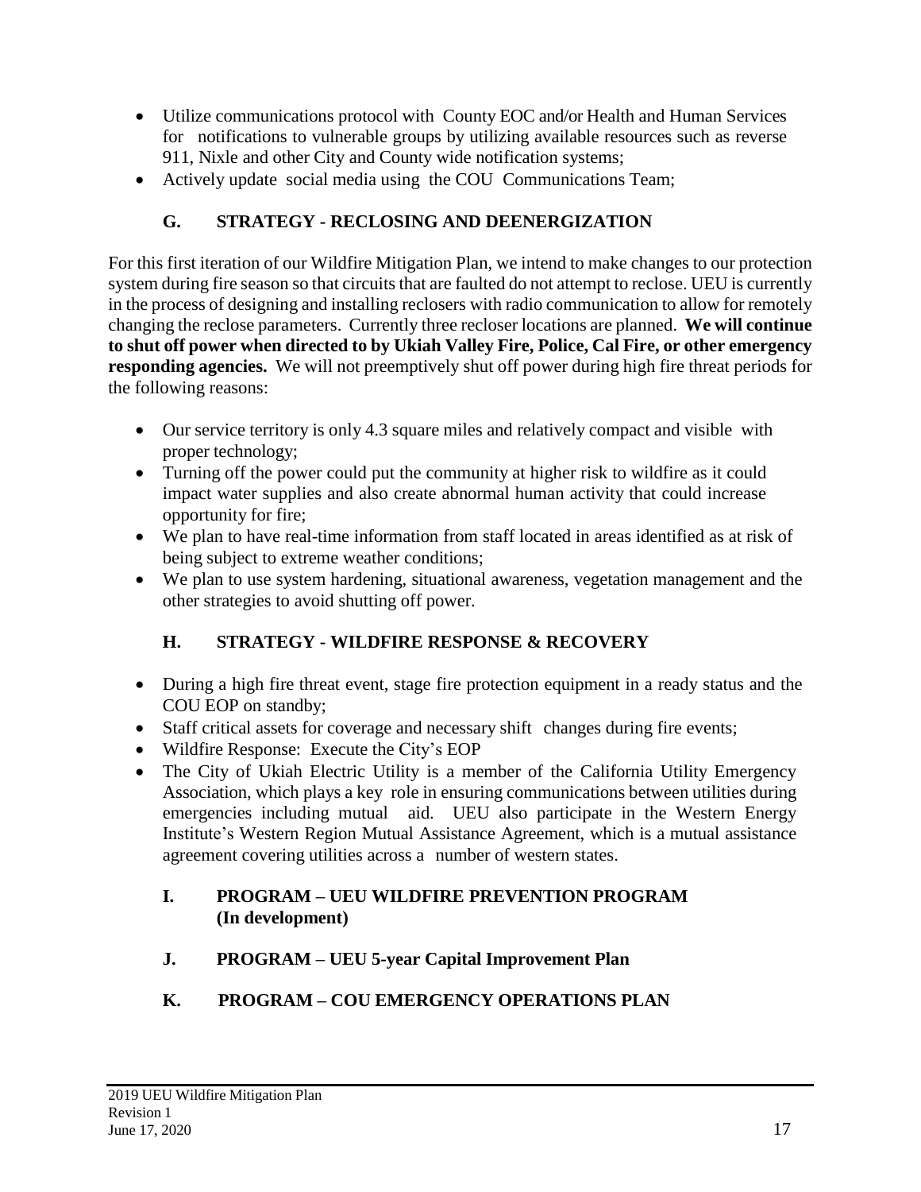- Utilize communications protocol with County EOC and/or Health and Human Services for notifications to vulnerable groups by utilizing available resources such as reverse 911, Nixle and other City and County wide notification systems;
- Actively update social media using the COU Communications Team;

### G. STRATEGY - RECLOSING AND DEENERGIZATION

For this first iteration of our Wildfire Mitigation Plan, we intend to make changes to our protection system during fire season so that circuits that are faulted do not attempt to reclose. UEU is currently in the process of designing and installing reclosers with radio communication to allow for remotely changing the reclose parameters. Currently three recloser locations are planned. **We will continue to shut off power when directed to by Ukiah Valley Fire, Police, Cal Fire, or other emergency responding agencies.** We will not preemptively shut off power during high fire threat periods for the following reasons:

- Our service territory is only 4.3 square miles and relatively compact and visible with proper technology;
- Turning off the power could put the community at higher risk to wildfire as it could impact water supplies and also create abnormal human activity that could increase opportunity for fire;
- We plan to have real-time information from staff located in areas identified as at risk of being subject to extreme weather conditions;
- We plan to use system hardening, situational awareness, vegetation management and the other strategies to avoid shutting off power.

### H. STRATEGY - WILDFIRE RESPONSE & RECOVERY

- During a high fire threat event, stage fire protection equipment in a ready status and the COU EOP on standby;
- Staff critical assets for coverage and necessary shift changes during fire events;
- Wildfire Response: Execute the City's EOP
- The City of Ukiah Electric Utility is a member of the California Utility Emergency Association, which plays a key role in ensuring communications between utilities during emergencies including mutual aid. UEU also participate in the Western Energy Institute's Western Region Mutual Assistance Agreement, which is a mutual assistance agreement covering utilities across a number of western states.

### I. PROGRAM – UEU WILDFIRE PREVENTION PROGRAM (In development)

### J. PROGRAM – UEU 5-year Capital Improvement Plan

### K. PROGRAM – COU EMERGENCY OPERATIONS PLAN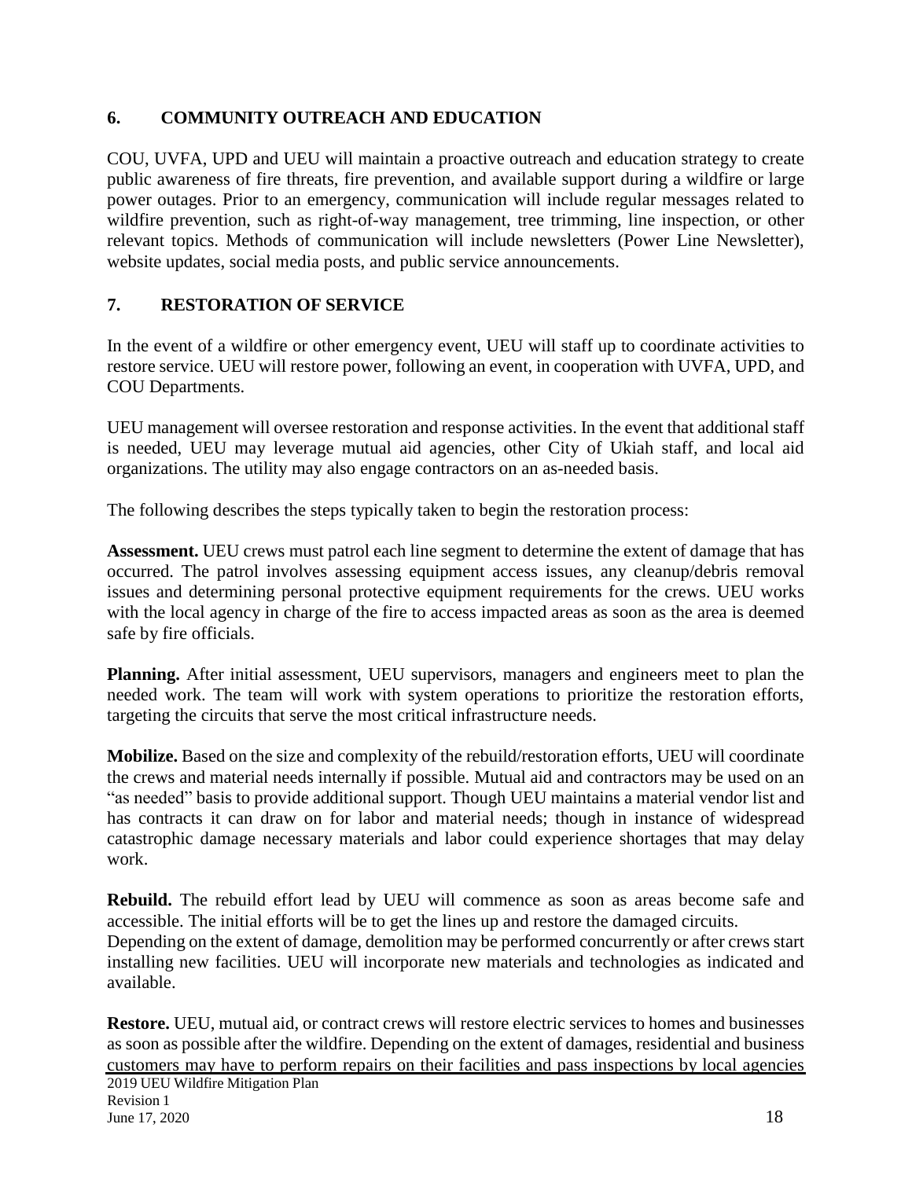## 6. COMMUNITY OUTREACH AND EDUCATION

COU, UVFA, UPD and UEU will maintain a proactive outreach and education strategy to create public awareness of fire threats, fire prevention, and available support during a wildfire or large power outages. Prior to an emergency, communication will include regular messages related to wildfire prevention, such as right-of-way management, tree trimming, line inspection, or other relevant topics. Methods of communication will include newsletters (Power Line Newsletter), website updates, social media posts, and public service announcements.

## 7. RESTORATION OF SERVICE

In the event of a wildfire or other emergency event, UEU will staff up to coordinate activities to restore service. UEU will restore power, following an event, in cooperation with UVFA, UPD, and COU Departments.

UEU management will oversee restoration and response activities. In the event that additional staff is needed, UEU may leverage mutual aid agencies, other City of Ukiah staff, and local aid organizations. The utility may also engage contractors on an as-needed basis.

The following describes the steps typically taken to begin the restoration process:

**Assessment.** UEU crews must patrol each line segment to determine the extent of damage that has occurred. The patrol involves assessing equipment access issues, any cleanup/debris removal issues and determining personal protective equipment requirements for the crews. UEU works with the local agency in charge of the fire to access impacted areas as soon as the area is deemed safe by fire officials.

**Planning.** After initial assessment, UEU supervisors, managers and engineers meet to plan the needed work. The team will work with system operations to prioritize the restoration efforts, targeting the circuits that serve the most critical infrastructure needs.

**Mobilize.** Based on the size and complexity of the rebuild/restoration efforts, UEU will coordinate the crews and material needs internally if possible. Mutual aid and contractors may be used on an "as needed" basis to provide additional support. Though UEU maintains a material vendor list and has contracts it can draw on for labor and material needs; though in instance of widespread catastrophic damage necessary materials and labor could experience shortages that may delay work.

**Rebuild.** The rebuild effort lead by UEU will commence as soon as areas become safe and accessible. The initial efforts will be to get the lines up and restore the damaged circuits. Depending on the extent of damage, demolition may be performed concurrently or after crews start installing new facilities. UEU will incorporate new materials and technologies as indicated and available.

**Restore.** UEU, mutual aid, or contract crews will restore electric services to homes and businesses as soon as possible after the wildfire. Depending on the extent of damages, residential and business customers may have to perform repairs on their facilities and pass inspections by local agencies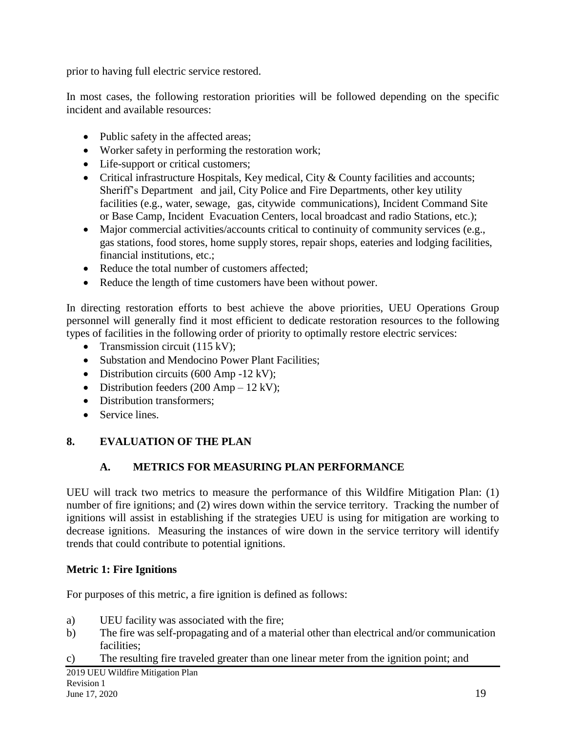prior to having full electric service restored.

In most cases, the following restoration priorities will be followed depending on the specific incident and available resources:

- Public safety in the affected areas;
- Worker safety in performing the restoration work;
- Life-support or critical customers;
- Critical infrastructure Hospitals, Key medical, City & County facilities and accounts; Sheriff's Department and jail, City Police and Fire Departments, other key utility facilities (e.g., water, sewage, gas, citywide communications), Incident Command Site or Base Camp, Incident Evacuation Centers, local broadcast and radio Stations, etc.);
- Major commercial activities/accounts critical to continuity of community services (e.g., gas stations, food stores, home supply stores, repair shops, eateries and lodging facilities, financial institutions, etc.;
- Reduce the total number of customers affected;
- Reduce the length of time customers have been without power.

In directing restoration efforts to best achieve the above priorities, UEU Operations Group personnel will generally find it most efficient to dedicate restoration resources to the following types of facilities in the following order of priority to optimally restore electric services:

- Transmission circuit (115 kV);
- Substation and Mendocino Power Plant Facilities;
- Distribution circuits (600 Amp -12 kV);
- Distribution feeders (200 Amp – 12 kV);
- Distribution transformers;
- Service lines.

## 8. EVALUATION OF THE PLAN

### A. METRICS FOR MEASURING PLAN PERFORMANCE

UEU will track two metrics to measure the performance of this Wildfire Mitigation Plan: (1) number of fire ignitions; and (2) wires down within the service territory. Tracking the number of ignitions will assist in establishing if the strategies UEU is using for mitigation are working to decrease ignitions. Measuring the instances of wire down in the service territory will identify trends that could contribute to potential ignitions.

**Metric 1: Fire Ignitions**

For purposes of this metric, a fire ignition is defined as follows:

a) UEU facility was associated with the fire;

b) The fire was self-propagating and of a material other than electrical and/or communication facilities;

c) The resulting fire traveled greater than one linear meter from the ignition point; and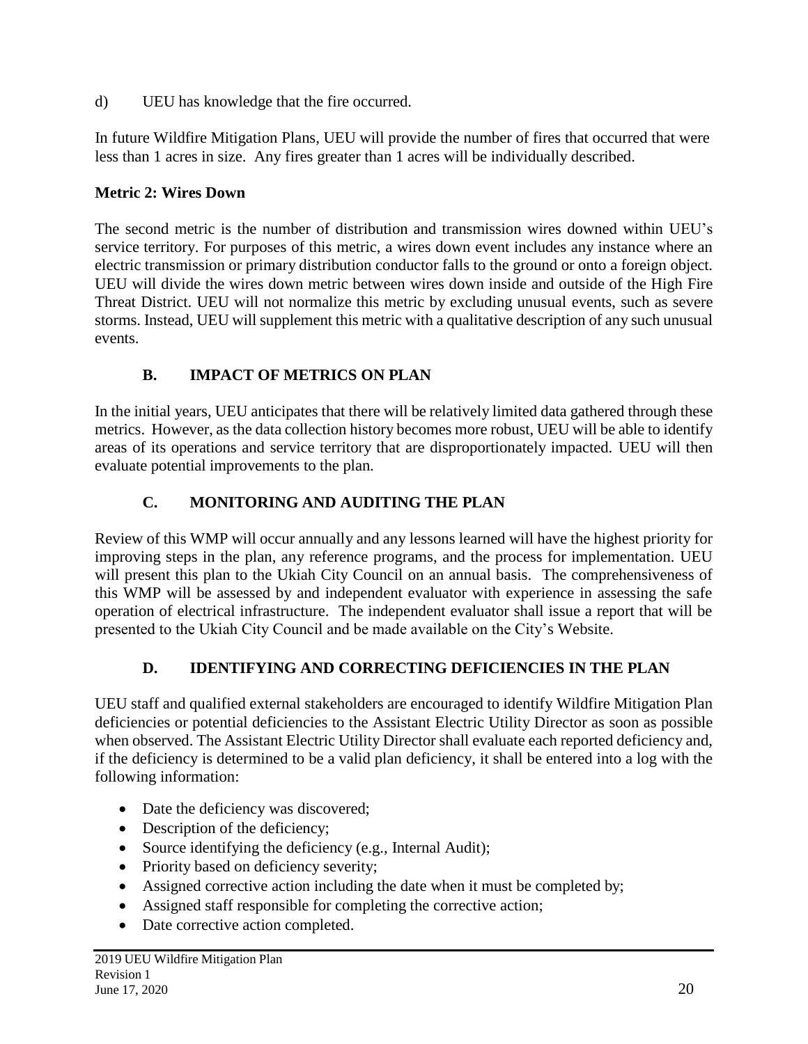d) UEU has knowledge that the fire occurred.

In future Wildfire Mitigation Plans, UEU will provide the number of fires that occurred that were less than 1 acres in size. Any fires greater than 1 acres will be individually described.

**Metric 2: Wires Down**

The second metric is the number of distribution and transmission wires downed within UEU's service territory. For purposes of this metric, a wires down event includes any instance where an electric transmission or primary distribution conductor falls to the ground or onto a foreign object. UEU will divide the wires down metric between wires down inside and outside of the High Fire Threat District. UEU will not normalize this metric by excluding unusual events, such as severe storms. Instead, UEU will supplement this metric with a qualitative description of any such unusual events.

## B. IMPACT OF METRICS ON PLAN

In the initial years, UEU anticipates that there will be relatively limited data gathered through these metrics. However, as the data collection history becomes more robust, UEU will be able to identify areas of its operations and service territory that are disproportionately impacted. UEU will then evaluate potential improvements to the plan.

## C. MONITORING AND AUDITING THE PLAN

Review of this WMP will occur annually and any lessons learned will have the highest priority for improving steps in the plan, any reference programs, and the process for implementation. UEU will present this plan to the Ukiah City Council on an annual basis. The comprehensiveness of this WMP will be assessed by and independent evaluator with experience in assessing the safe operation of electrical infrastructure. The independent evaluator shall issue a report that will be presented to the Ukiah City Council and be made available on the City's Website.

## D. IDENTIFYING AND CORRECTING DEFICIENCIES IN THE PLAN

UEU staff and qualified external stakeholders are encouraged to identify Wildfire Mitigation Plan deficiencies or potential deficiencies to the Assistant Electric Utility Director as soon as possible when observed. The Assistant Electric Utility Director shall evaluate each reported deficiency and, if the deficiency is determined to be a valid plan deficiency, it shall be entered into a log with the following information:

- Date the deficiency was discovered;
- Description of the deficiency;
- Source identifying the deficiency (e.g., Internal Audit);
- Priority based on deficiency severity;
- Assigned corrective action including the date when it must be completed by;
- Assigned staff responsible for completing the corrective action;
- Date corrective action completed.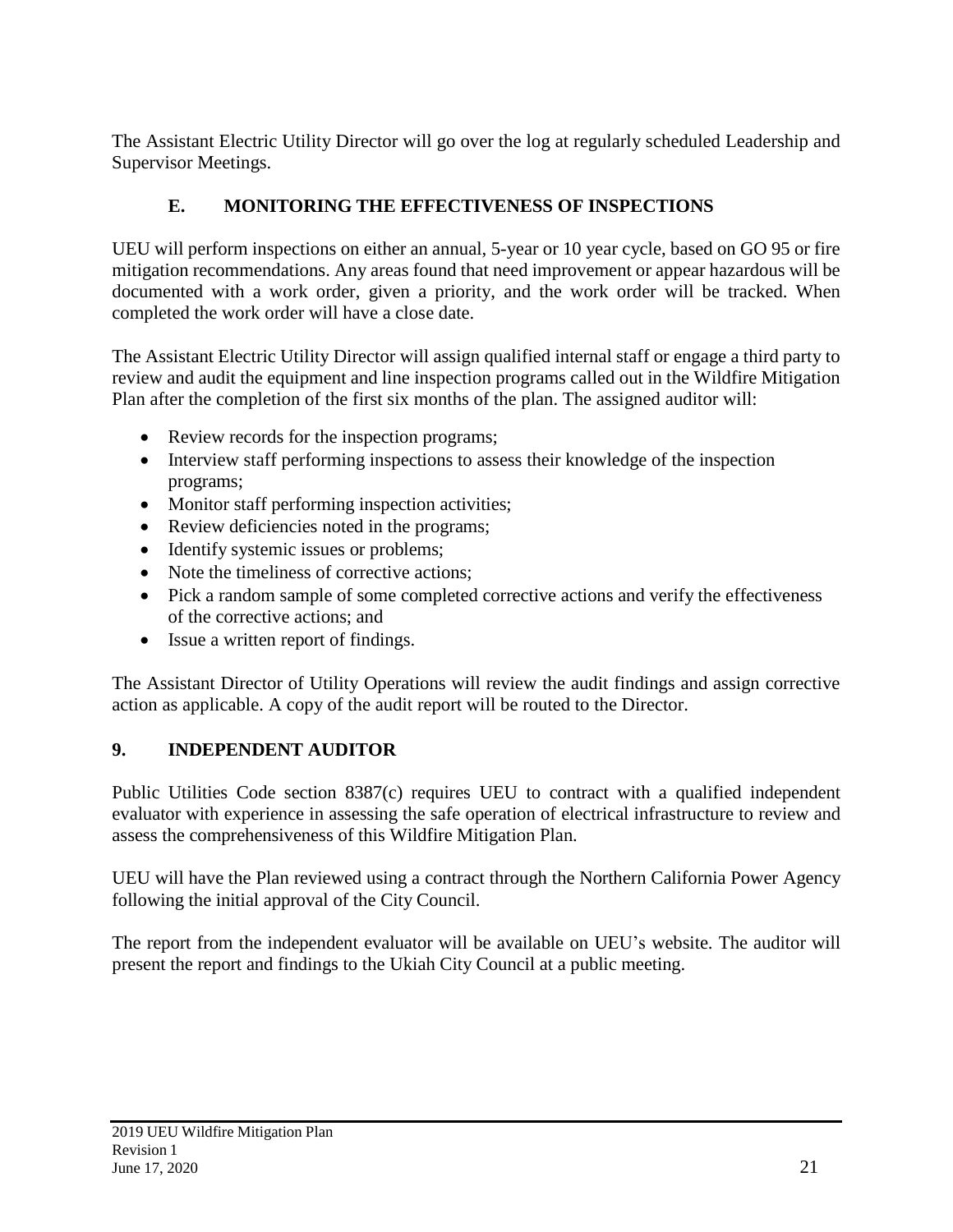The Assistant Electric Utility Director will go over the log at regularly scheduled Leadership and Supervisor Meetings.

### E. MONITORING THE EFFECTIVENESS OF INSPECTIONS

UEU will perform inspections on either an annual, 5-year or 10 year cycle, based on GO 95 or fire mitigation recommendations. Any areas found that need improvement or appear hazardous will be documented with a work order, given a priority, and the work order will be tracked. When completed the work order will have a close date.

The Assistant Electric Utility Director will assign qualified internal staff or engage a third party to review and audit the equipment and line inspection programs called out in the Wildfire Mitigation Plan after the completion of the first six months of the plan. The assigned auditor will:

- Review records for the inspection programs;
- Interview staff performing inspections to assess their knowledge of the inspection programs;
- Monitor staff performing inspection activities;
- Review deficiencies noted in the programs;
- Identify systemic issues or problems;
- Note the timeliness of corrective actions;
- Pick a random sample of some completed corrective actions and verify the effectiveness of the corrective actions; and
- Issue a written report of findings.

The Assistant Director of Utility Operations will review the audit findings and assign corrective action as applicable. A copy of the audit report will be routed to the Director.

## 9. INDEPENDENT AUDITOR

Public Utilities Code section 8387(c) requires UEU to contract with a qualified independent evaluator with experience in assessing the safe operation of electrical infrastructure to review and assess the comprehensiveness of this Wildfire Mitigation Plan.

UEU will have the Plan reviewed using a contract through the Northern California Power Agency following the initial approval of the City Council.

The report from the independent evaluator will be available on UEU's website. The auditor will present the report and findings to the Ukiah City Council at a public meeting.